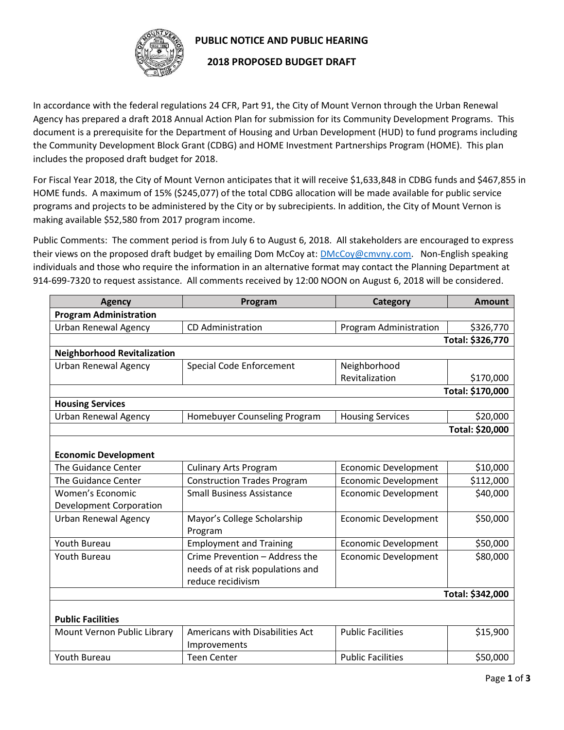# PUBLIC NOTICE AND PUBLIC HEARING

## 2018 PROPOSED BUDGET DRAFT

In accordance with the federal regulations 24 CFR, Part 91, the City of Mount Vernon through the Urban Renewal Agency has prepared a draft 2018 Annual Action Plan for submission for its Community Development Programs. This document is a prerequisite for the Department of Housing and Urban Development (HUD) to fund programs including the Community Development Block Grant (CDBG) and HOME Investment Partnerships Program (HOME). This plan includes the proposed draft budget for 2018.

For Fiscal Year 2018, the City of Mount Vernon anticipates that it will receive $1,633,848 in CDBG funds and $467,855 in HOME funds. A maximum of 15% ($245,077) of the total CDBG allocation will be made available for public service programs and projects to be administered by the City or by subrecipients. In addition, the City of Mount Vernon is making available $52,580 from 2017 program income.

Public Comments: The comment period is from July 6 to August 6, 2018. All stakeholders are encouraged to express their views on the proposed draft budget by emailing Dom McCoy at: DMcCoy@cmvny.com. Non-English speaking individuals and those who require the information in an alternative format may contact the Planning Department at 914-699-7320 to request assistance. All comments received by 12:00 NOON on August 6, 2018 will be considered.

| Agency | Program | Category | Amount |
|---|---|---|---|
| **Program Administration** | | | |
| Urban Renewal Agency | CD Administration | Program Administration | $326,770 |
| | | | **Total: $326,770** |
| **Neighborhood Revitalization** | | | |
| Urban Renewal Agency | Special Code Enforcement | Neighborhood Revitalization | $170,000 |
| | | | **Total: $170,000** |
| **Housing Services** | | | |
| Urban Renewal Agency | Homebuyer Counseling Program | Housing Services | $20,000 |
| | | | **Total: $20,000** |
| **Economic Development** | | | |
| The Guidance Center | Culinary Arts Program | Economic Development | $10,000 |
| The Guidance Center | Construction Trades Program | Economic Development | $112,000 |
| Women's Economic Development Corporation | Small Business Assistance | Economic Development | $40,000 |
| Urban Renewal Agency | Mayor's College Scholarship Program | Economic Development | $50,000 |
| Youth Bureau | Employment and Training | Economic Development | $50,000 |
| Youth Bureau | Crime Prevention – Address the needs of at risk populations and reduce recidivism | Economic Development | $80,000 |
| | | | **Total: $342,000** |
| **Public Facilities** | | | |
| Mount Vernon Public Library | Americans with Disabilities Act Improvements | Public Facilities | $15,900 |
| Youth Bureau | Teen Center | Public Facilities | $50,000 |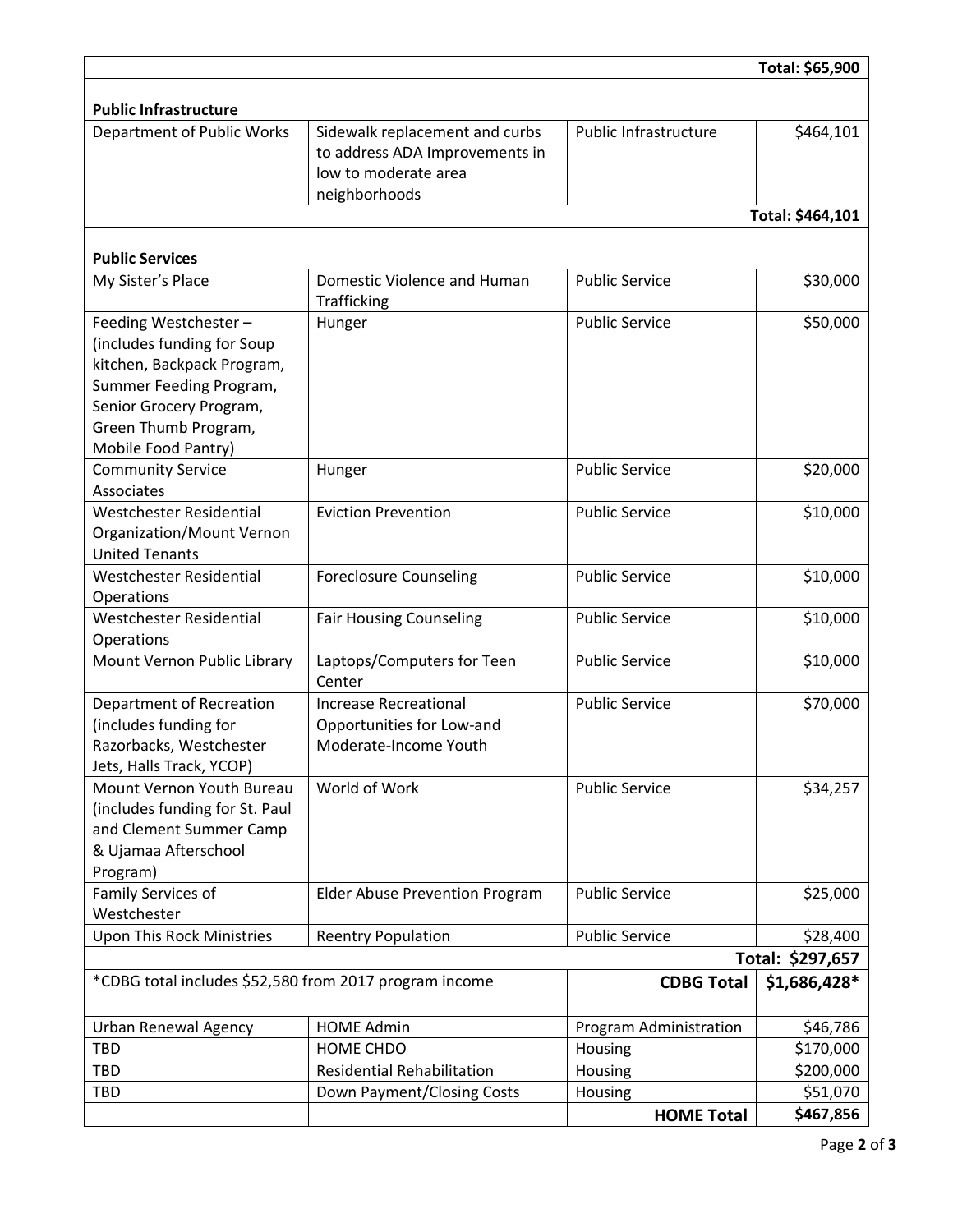| | | | |
|---|---|---|---|
| | | | **Total: $65,900** |
| **Public Infrastructure** | | | |
| Department of Public Works | Sidewalk replacement and curbs to address ADA Improvements in low to moderate area neighborhoods | Public Infrastructure | $464,101 |
| | | | **Total: $464,101** |
| **Public Services** | | | |
| My Sister's Place | Domestic Violence and Human Trafficking | Public Service | $30,000 |
| Feeding Westchester – (includes funding for Soup kitchen, Backpack Program, Summer Feeding Program, Senior Grocery Program, Green Thumb Program, Mobile Food Pantry) | Hunger | Public Service | $50,000 |
| Community Service Associates | Hunger | Public Service | $20,000 |
| Westchester Residential Organization/Mount Vernon United Tenants | Eviction Prevention | Public Service | $10,000 |
| Westchester Residential Operations | Foreclosure Counseling | Public Service | $10,000 |
| Westchester Residential Operations | Fair Housing Counseling | Public Service | $10,000 |
| Mount Vernon Public Library | Laptops/Computers for Teen Center | Public Service | $10,000 |
| Department of Recreation (includes funding for Razorbacks, Westchester Jets, Halls Track, YCOP) | Increase Recreational Opportunities for Low-and Moderate-Income Youth | Public Service | $70,000 |
| Mount Vernon Youth Bureau (includes funding for St. Paul and Clement Summer Camp & Ujamaa Afterschool Program) | World of Work | Public Service | $34,257 |
| Family Services of Westchester | Elder Abuse Prevention Program | Public Service | $25,000 |
| Upon This Rock Ministries | Reentry Population | Public Service | $28,400 |
| | | | **Total: $297,657** |
| *CDBG total includes $52,580 from 2017 program income | | **CDBG Total** | **$1,686,428*** |
| Urban Renewal Agency | HOME Admin | Program Administration | $46,786 |
| TBD | HOME CHDO | Housing | $170,000 |
| TBD | Residential Rehabilitation | Housing | $200,000 |
| TBD | Down Payment/Closing Costs | Housing | $51,070 |
| | | **HOME Total** | **$467,856** |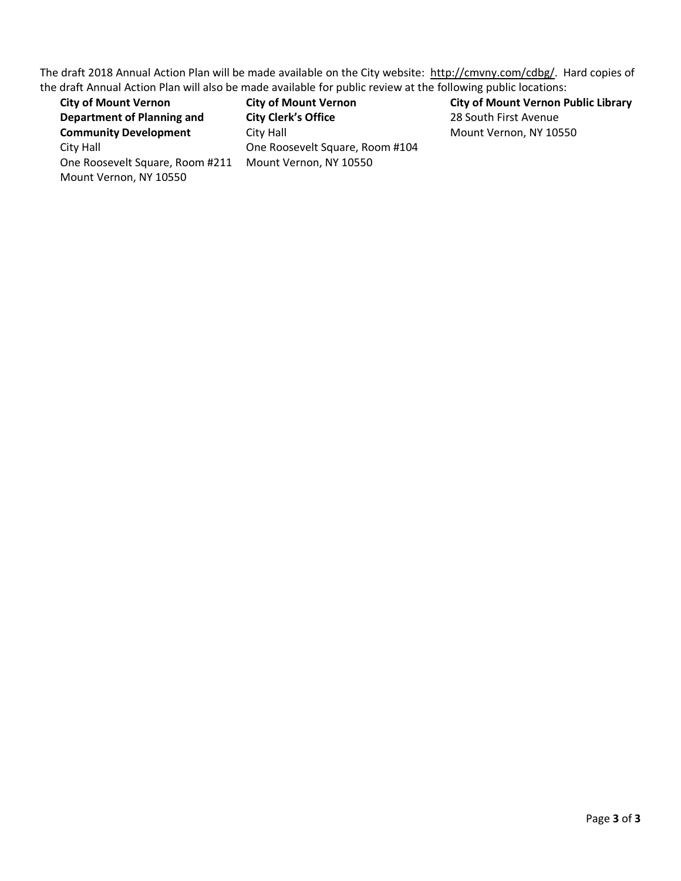The draft 2018 Annual Action Plan will be made available on the City website: http://cmvny.com/cdbg/. Hard copies of the draft Annual Action Plan will also be made available for public review at the following public locations:

**City of Mount Vernon**
**Department of Planning and Community Development**
City Hall
One Roosevelt Square, Room #211
Mount Vernon, NY 10550

**City of Mount Vernon**
**City Clerk's Office**
City Hall
One Roosevelt Square, Room #104
Mount Vernon, NY 10550

**City of Mount Vernon Public Library**
28 South First Avenue
Mount Vernon, NY 10550